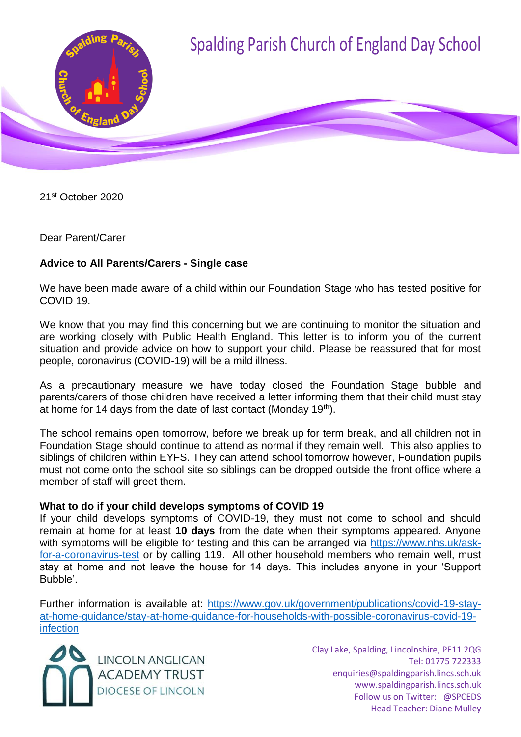# Spalding Parish Church of England Day School

21st October 2020

Dear Parent/Carer

**Advice to All Parents/Carers - Single case**

We have been made aware of a child within our Foundation Stage who has tested positive for COVID 19.

We know that you may find this concerning but we are continuing to monitor the situation and are working closely with Public Health England. This letter is to inform you of the current situation and provide advice on how to support your child. Please be reassured that for most people, coronavirus (COVID-19) will be a mild illness.

As a precautionary measure we have today closed the Foundation Stage bubble and parents/carers of those children have received a letter informing them that their child must stay at home for 14 days from the date of last contact (Monday 19th).

The school remains open tomorrow, before we break up for term break, and all children not in Foundation Stage should continue to attend as normal if they remain well. This also applies to siblings of children within EYFS. They can attend school tomorrow however, Foundation pupils must not come onto the school site so siblings can be dropped outside the front office where a member of staff will greet them.

**What to do if your child develops symptoms of COVID 19**

If your child develops symptoms of COVID-19, they must not come to school and should remain at home for at least **10 days** from the date when their symptoms appeared. Anyone with symptoms will be eligible for testing and this can be arranged via https://www.nhs.uk/ask-for-a-coronavirus-test or by calling 119. All other household members who remain well, must stay at home and not leave the house for 14 days. This includes anyone in your 'Support Bubble'.

Further information is available at: https://www.gov.uk/government/publications/covid-19-stay-at-home-guidance/stay-at-home-guidance-for-households-with-possible-coronavirus-covid-19-infection

LINCOLN ANGLICAN ACADEMY TRUST
DIOCESE OF LINCOLN

Clay Lake, Spalding, Lincolnshire, PE11 2QG
Tel: 01775 722333
enquiries@spaldingparish.lincs.sch.uk
www.spaldingparish.lincs.sch.uk
Follow us on Twitter: @SPCEDS
Head Teacher: Diane Mulley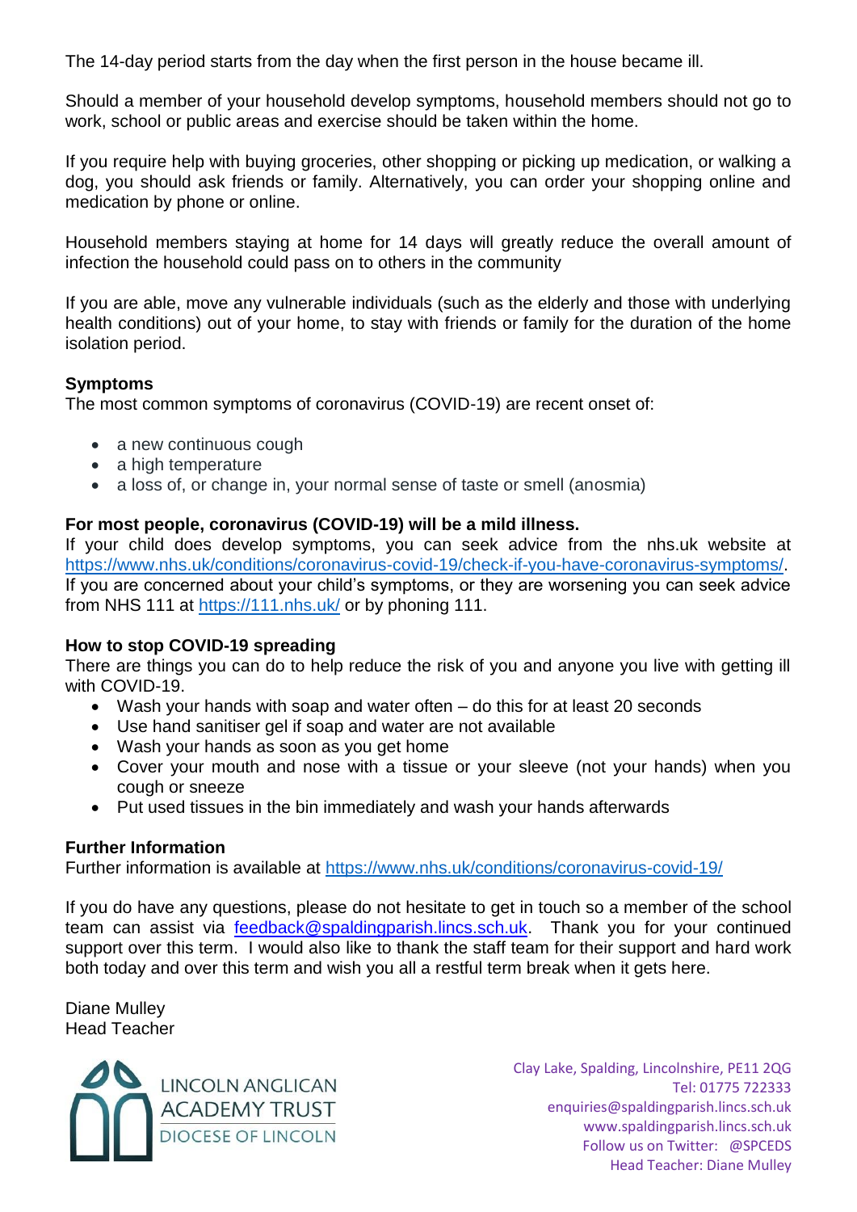The 14-day period starts from the day when the first person in the house became ill.

Should a member of your household develop symptoms, household members should not go to work, school or public areas and exercise should be taken within the home.

If you require help with buying groceries, other shopping or picking up medication, or walking a dog, you should ask friends or family. Alternatively, you can order your shopping online and medication by phone or online.

Household members staying at home for 14 days will greatly reduce the overall amount of infection the household could pass on to others in the community

If you are able, move any vulnerable individuals (such as the elderly and those with underlying health conditions) out of your home, to stay with friends or family for the duration of the home isolation period.

**Symptoms**
The most common symptoms of coronavirus (COVID-19) are recent onset of:

- a new continuous cough
- a high temperature
- a loss of, or change in, your normal sense of taste or smell (anosmia)

**For most people, coronavirus (COVID-19) will be a mild illness.**
If your child does develop symptoms, you can seek advice from the nhs.uk website at https://www.nhs.uk/conditions/coronavirus-covid-19/check-if-you-have-coronavirus-symptoms/. If you are concerned about your child's symptoms, or they are worsening you can seek advice from NHS 111 at https://111.nhs.uk/ or by phoning 111.

**How to stop COVID-19 spreading**
There are things you can do to help reduce the risk of you and anyone you live with getting ill with COVID-19.

- Wash your hands with soap and water often – do this for at least 20 seconds
- Use hand sanitiser gel if soap and water are not available
- Wash your hands as soon as you get home
- Cover your mouth and nose with a tissue or your sleeve (not your hands) when you cough or sneeze
- Put used tissues in the bin immediately and wash your hands afterwards

**Further Information**
Further information is available at https://www.nhs.uk/conditions/coronavirus-covid-19/

If you do have any questions, please do not hesitate to get in touch so a member of the school team can assist via feedback@spaldingparish.lincs.sch.uk. Thank you for your continued support over this term. I would also like to thank the staff team for their support and hard work both today and over this term and wish you all a restful term break when it gets here.

Diane Mulley
Head Teacher

LINCOLN ANGLICAN ACADEMY TRUST
DIOCESE OF LINCOLN

Clay Lake, Spalding, Lincolnshire, PE11 2QG
Tel: 01775 722333
enquiries@spaldingparish.lincs.sch.uk
www.spaldingparish.lincs.sch.uk
Follow us on Twitter: @SPCEDS
Head Teacher: Diane Mulley